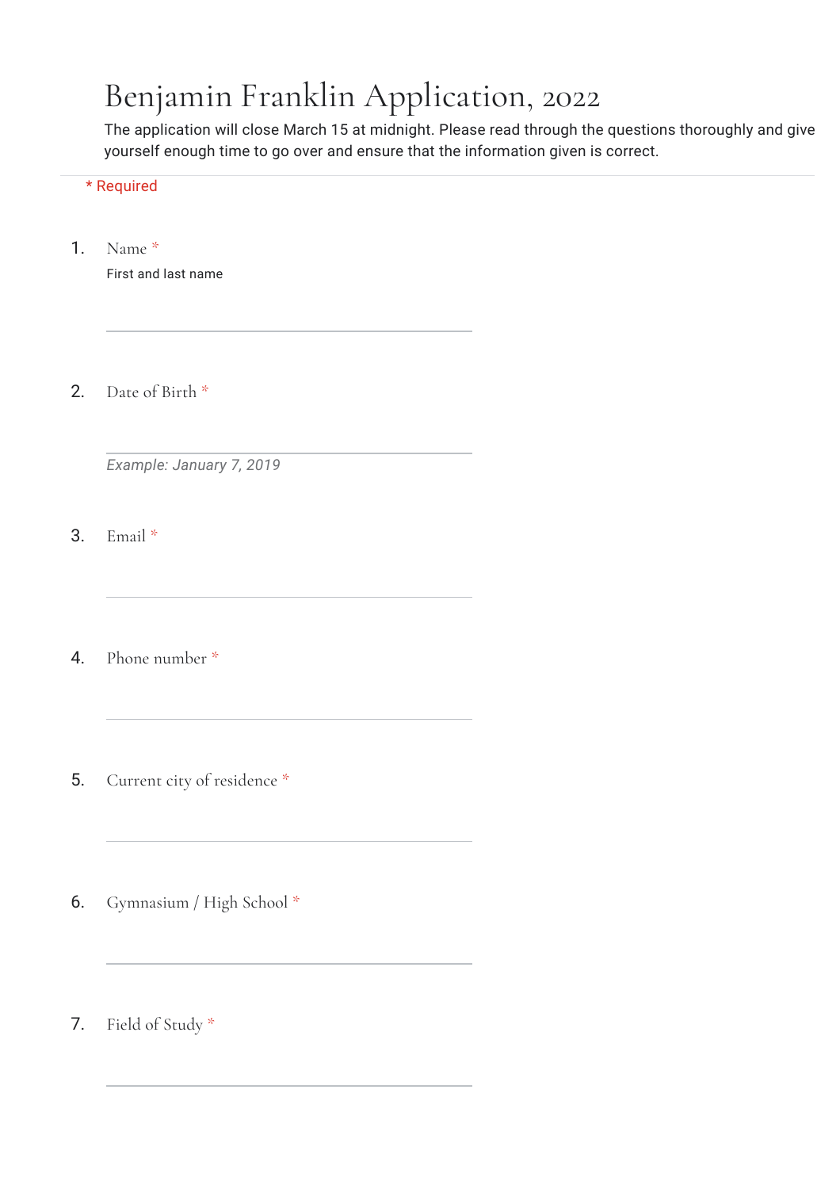# Benjamin Franklin Application, 2022

The application will close March 15 at midnight. Please read through the questions thoroughly and give yourself enough time to go over and ensure that the information given is correct.

* Required

1. Name *

   First and last name

2. Date of Birth *

   *Example: January 7, 2019*

3. Email *

4. Phone number *

5. Current city of residence *

6. Gymnasium / High School *

7. Field of Study *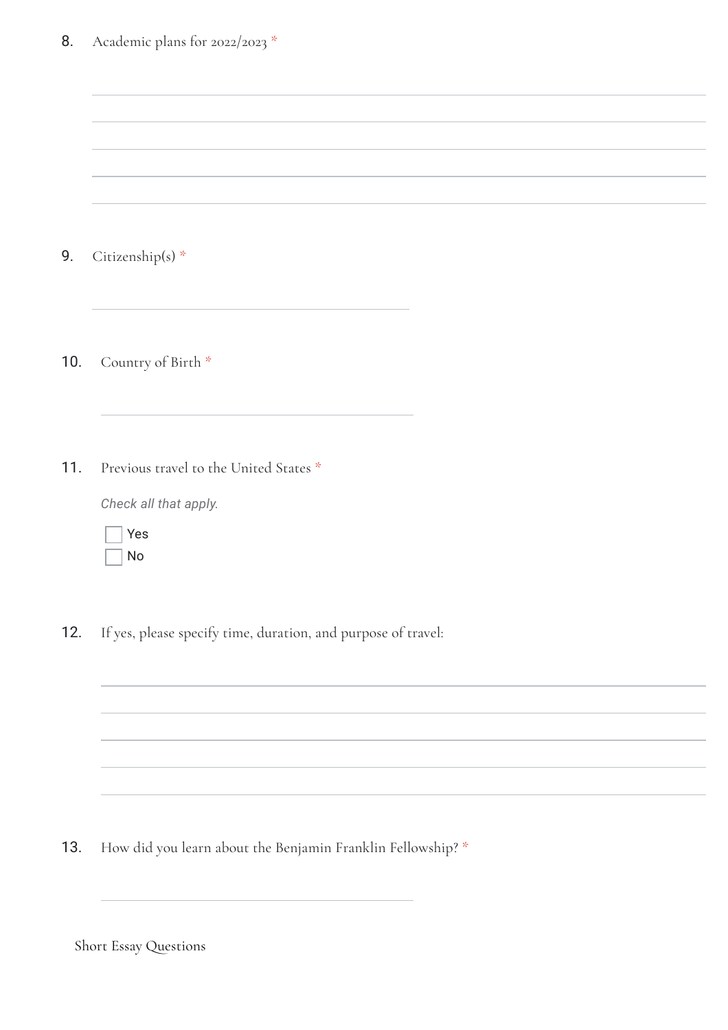8. Academic plans for 2022/2023 *

9. Citizenship(s) *

10. Country of Birth *

11. Previous travel to the United States *

*Check all that apply.*

- [ ] Yes
- [ ] No

12. If yes, please specify time, duration, and purpose of travel:

13. How did you learn about the Benjamin Franklin Fellowship? *

Short Essay Questions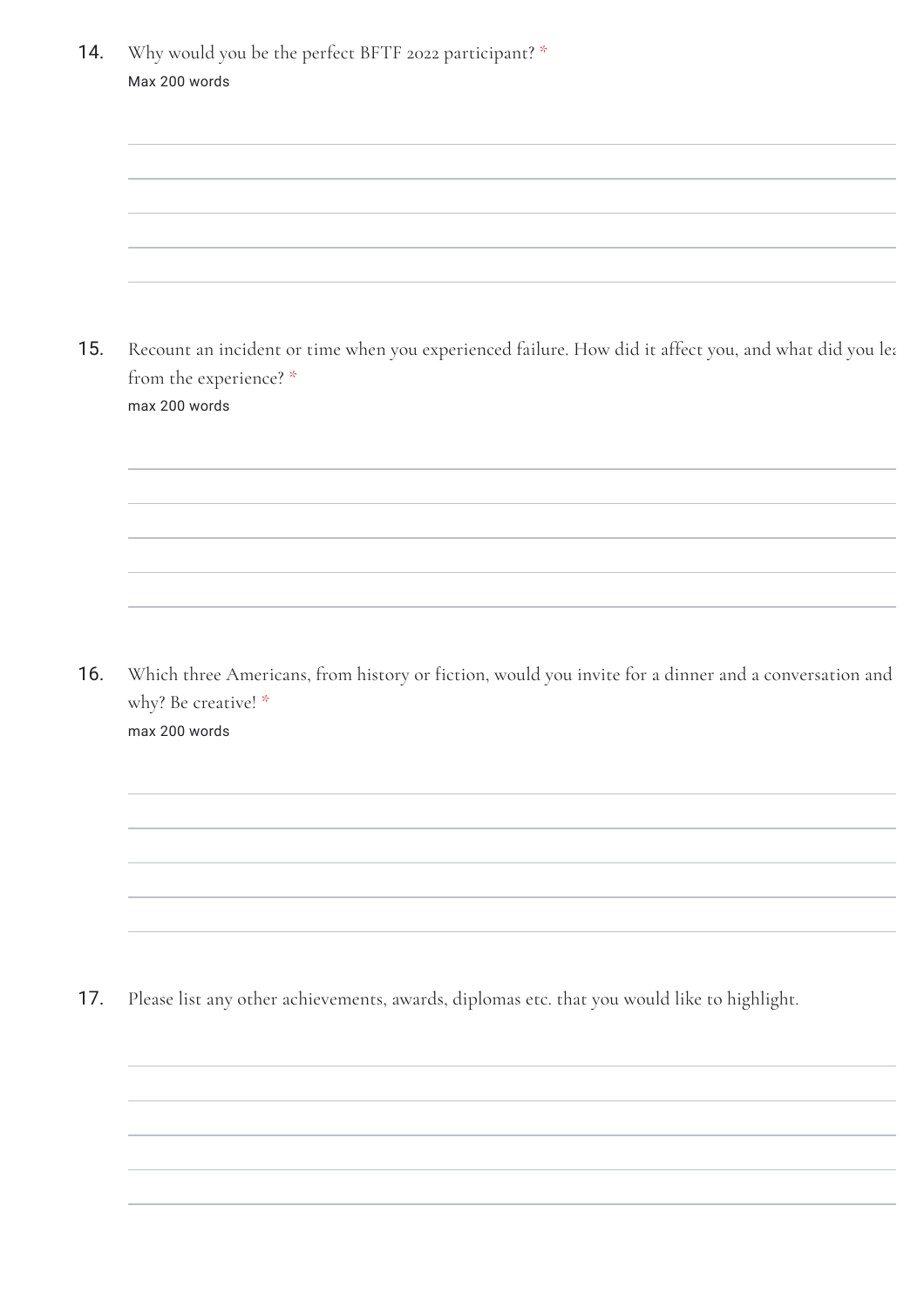14. Why would you be the perfect BFTF 2022 participant? *
Max 200 words

15. Recount an incident or time when you experienced failure. How did it affect you, and what did you lea
from the experience? *
max 200 words

16. Which three Americans, from history or fiction, would you invite for a dinner and a conversation and
why? Be creative! *
max 200 words

17. Please list any other achievements, awards, diplomas etc. that you would like to highlight.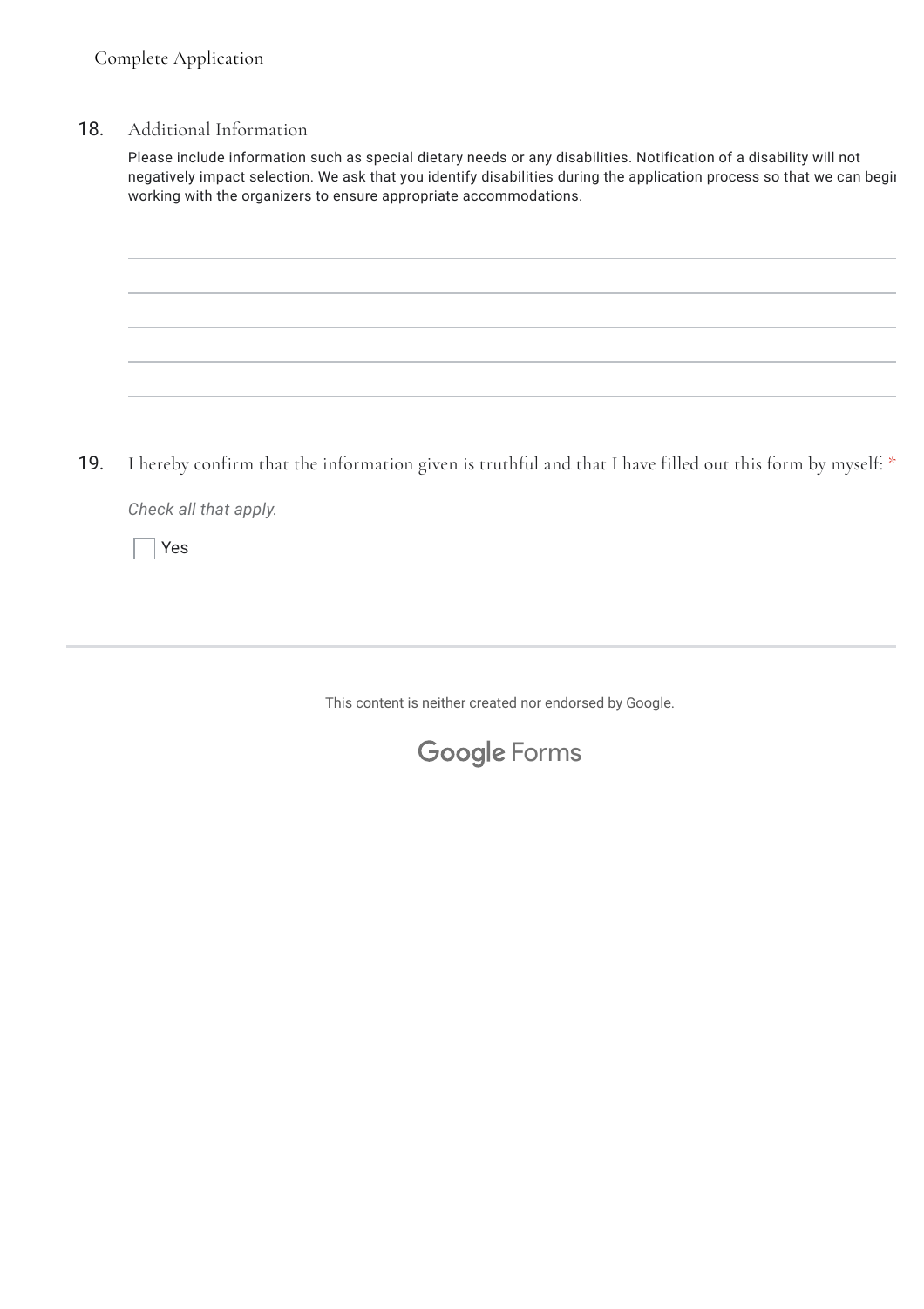Complete Application

18. Additional Information

Please include information such as special dietary needs or any disabilities. Notification of a disability will not negatively impact selection. We ask that you identify disabilities during the application process so that we can begin working with the organizers to ensure appropriate accommodations.

19. I hereby confirm that the information given is truthful and that I have filled out this form by myself: *

*Check all that apply.*

- [ ] Yes

This content is neither created nor endorsed by Google.

Google Forms